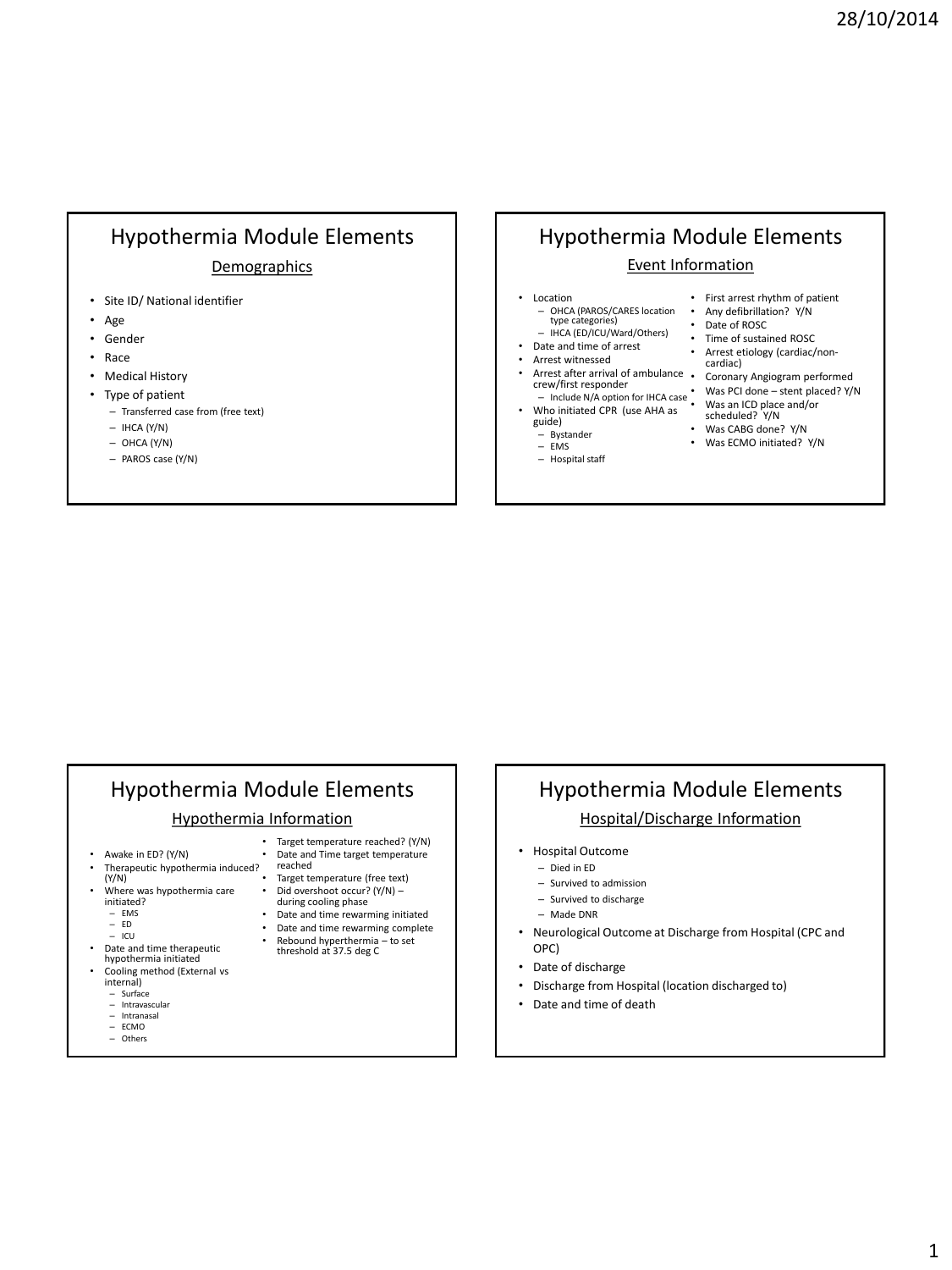# Hypothermia Module Elements

## Demographics

- Site ID/ National identifier
- Age
- Gender
- Race
- Medical History
- Type of patient
  - Transferred case from (free text)
  - IHCA (Y/N)
  - OHCA (Y/N)
  - PAROS case (Y/N)

# Hypothermia Module Elements

## Event Information

- Location
  - OHCA (PAROS/CARES location type categories)
  - IHCA (ED/ICU/Ward/Others)
- Date and time of arrest
- Arrest witnessed
- Arrest after arrival of ambulance crew/first responder
  - Include N/A option for IHCA case
- Who initiated CPR (use AHA as guide)
  - Bystander
  - EMS
  - Hospital staff
- First arrest rhythm of patient
- Any defibrillation? Y/N
- Date of ROSC
- Time of sustained ROSC
- Arrest etiology (cardiac/non-cardiac)
- Coronary Angiogram performed
- Was PCI done – stent placed? Y/N
- Was an ICD place and/or scheduled? Y/N
- Was CABG done? Y/N
- Was ECMO initiated? Y/N

# Hypothermia Module Elements

## Hypothermia Information

- Awake in ED? (Y/N)
- Therapeutic hypothermia induced? (Y/N)
- Where was hypothermia care initiated?
  - EMS
  - ED
  - ICU
- Date and time therapeutic hypothermia initiated
- Cooling method (External vs internal)
  - Surface
  - Intravascular
  - Intranasal
  - ECMO
  - Others
- Target temperature reached? (Y/N)
- Date and Time target temperature reached
- Target temperature (free text)
- Did overshoot occur? (Y/N) – during cooling phase
- Date and time rewarming initiated
- Date and time rewarming complete
- Rebound hyperthermia – to set threshold at 37.5 deg C

# Hypothermia Module Elements

## Hospital/Discharge Information

- Hospital Outcome
  - Died in ED
  - Survived to admission
  - Survived to discharge
  - Made DNR
- Neurological Outcome at Discharge from Hospital (CPC and OPC)
- Date of discharge
- Discharge from Hospital (location discharged to)
- Date and time of death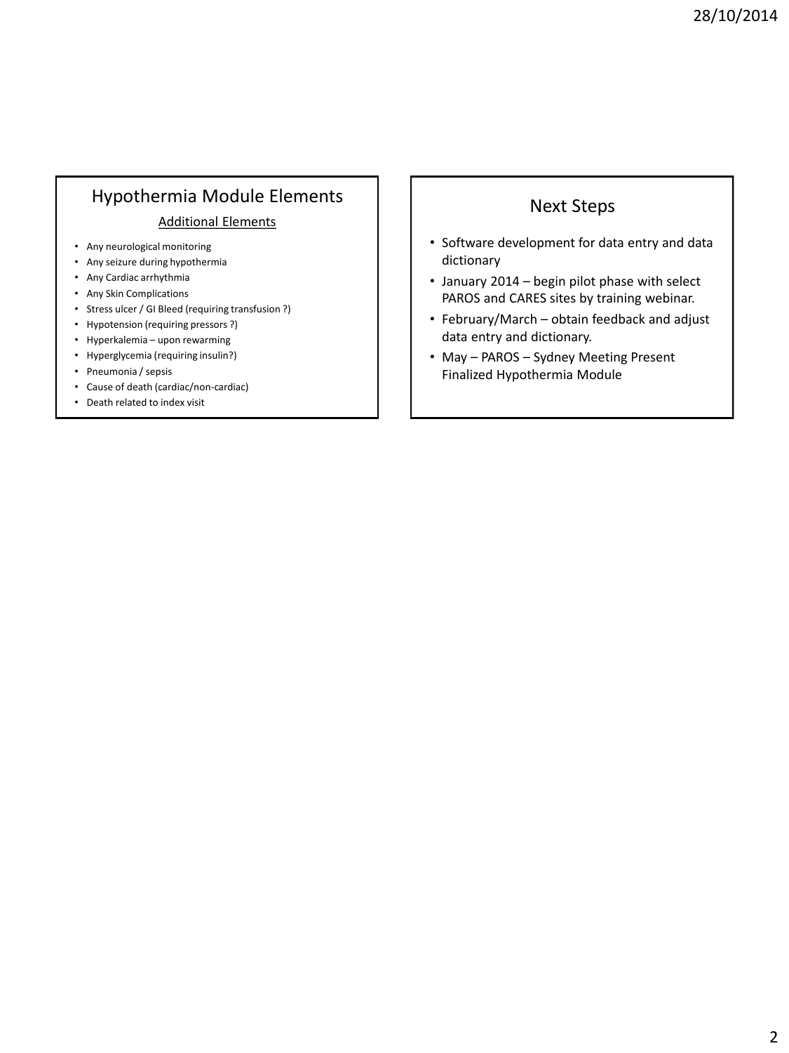## Hypothermia Module Elements

### Additional Elements

- Any neurological monitoring
- Any seizure during hypothermia
- Any Cardiac arrhythmia
- Any Skin Complications
- Stress ulcer / GI Bleed (requiring transfusion ?)
- Hypotension (requiring pressors ?)
- Hyperkalemia – upon rewarming
- Hyperglycemia (requiring insulin?)
- Pneumonia / sepsis
- Cause of death (cardiac/non-cardiac)
- Death related to index visit

## Next Steps

- Software development for data entry and data dictionary
- January 2014 – begin pilot phase with select PAROS and CARES sites by training webinar.
- February/March – obtain feedback and adjust data entry and dictionary.
- May – PAROS – Sydney Meeting Present Finalized Hypothermia Module